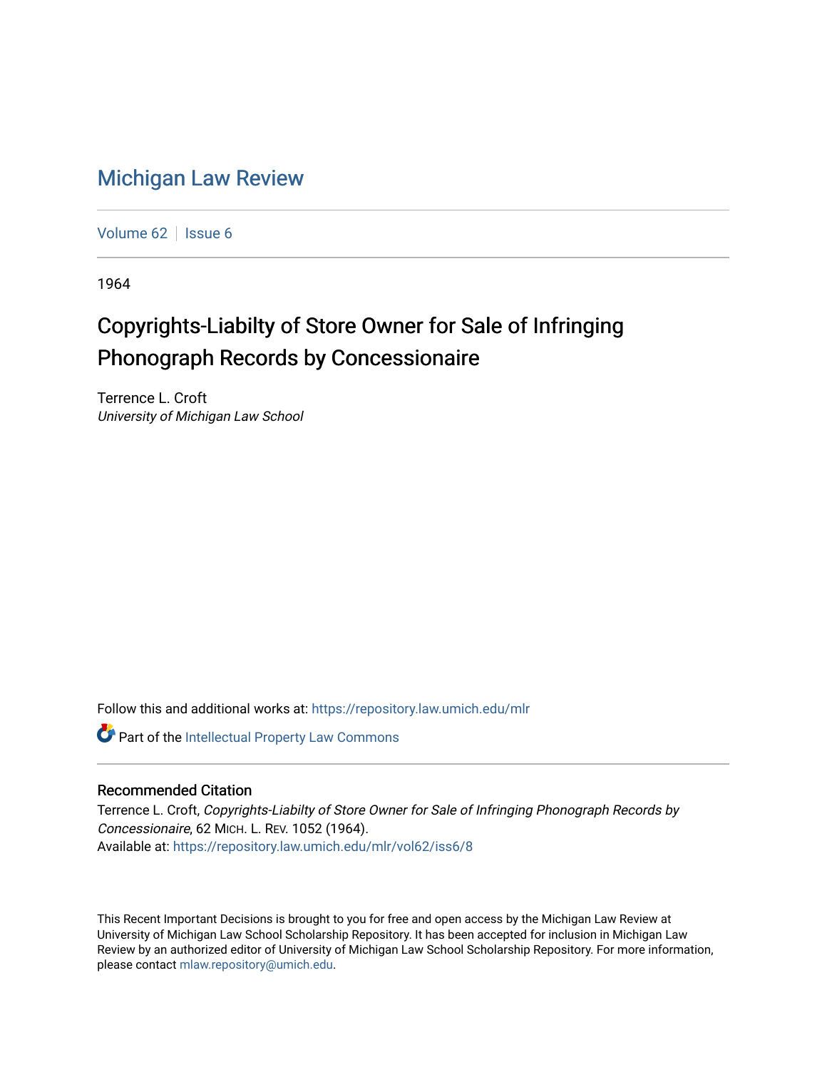# Michigan Law Review

Volume 62 | Issue 6

1964

## Copyrights-Liabilty of Store Owner for Sale of Infringing Phonograph Records by Concessionaire

Terrence L. Croft
*University of Michigan Law School*

Follow this and additional works at: https://repository.law.umich.edu/mlr

Part of the Intellectual Property Law Commons

### Recommended Citation

Terrence L. Croft, *Copyrights-Liabilty of Store Owner for Sale of Infringing Phonograph Records by Concessionaire*, 62 MICH. L. REV. 1052 (1964).
Available at: https://repository.law.umich.edu/mlr/vol62/iss6/8

This Recent Important Decisions is brought to you for free and open access by the Michigan Law Review at University of Michigan Law School Scholarship Repository. It has been accepted for inclusion in Michigan Law Review by an authorized editor of University of Michigan Law School Scholarship Repository. For more information, please contact mlaw.repository@umich.edu.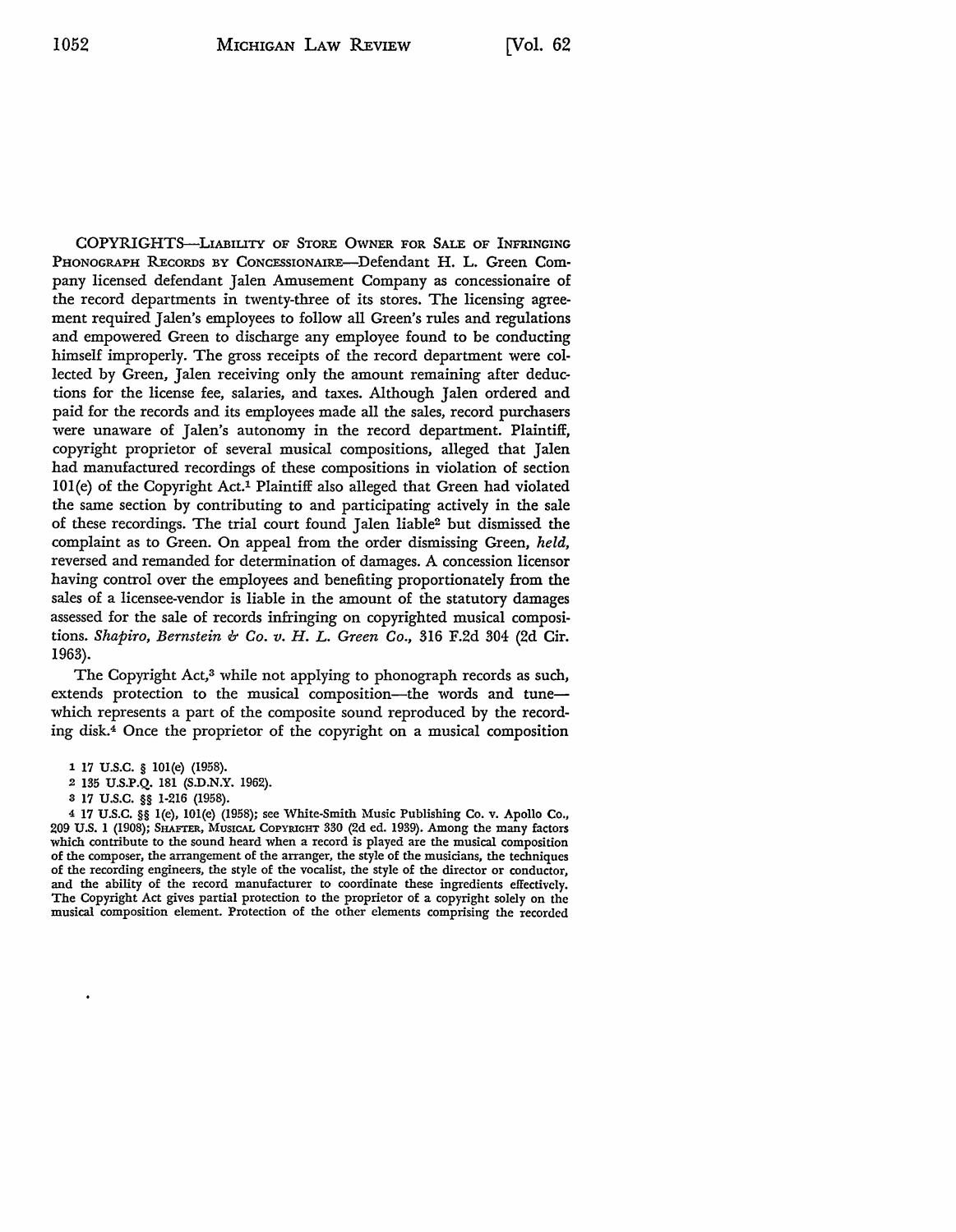COPYRIGHTS—LIABILITY OF STORE OWNER FOR SALE OF INFRINGING PHONOGRAPH RECORDS BY CONCESSIONAIRE—Defendant H. L. Green Company licensed defendant Jalen Amusement Company as concessionaire of the record departments in twenty-three of its stores. The licensing agreement required Jalen's employees to follow all Green's rules and regulations and empowered Green to discharge any employee found to be conducting himself improperly. The gross receipts of the record department were collected by Green, Jalen receiving only the amount remaining after deductions for the license fee, salaries, and taxes. Although Jalen ordered and paid for the records and its employees made all the sales, record purchasers were unaware of Jalen's autonomy in the record department. Plaintiff, copyright proprietor of several musical compositions, alleged that Jalen had manufactured recordings of these compositions in violation of section 101(e) of the Copyright Act.[1] Plaintiff also alleged that Green had violated the same section by contributing to and participating actively in the sale of these recordings. The trial court found Jalen liable[2] but dismissed the complaint as to Green. On appeal from the order dismissing Green, *held*, reversed and remanded for determination of damages. A concession licensor having control over the employees and benefiting proportionately from the sales of a licensee-vendor is liable in the amount of the statutory damages assessed for the sale of records infringing on copyrighted musical compositions. *Shapiro, Bernstein & Co. v. H. L. Green Co.*, 316 F.2d 304 (2d Cir. 1963).

The Copyright Act,[3] while not applying to phonograph records as such, extends protection to the musical composition—the words and tune—which represents a part of the composite sound reproduced by the recording disk.[4] Once the proprietor of the copyright on a musical composition

1 17 U.S.C. § 101(e) (1958).

2 135 U.S.P.Q. 181 (S.D.N.Y. 1962).

3 17 U.S.C. §§ 1-216 (1958).

4 17 U.S.C. §§ 1(e), 101(e) (1958); see White-Smith Music Publishing Co. v. Apollo Co., 209 U.S. 1 (1908); SHAFTER, MUSICAL COPYRIGHT 330 (2d ed. 1939). Among the many factors which contribute to the sound heard when a record is played are the musical composition of the composer, the arrangement of the arranger, the style of the musicians, the techniques of the recording engineers, the style of the vocalist, the style of the director or conductor, and the ability of the record manufacturer to coordinate these ingredients effectively. The Copyright Act gives partial protection to the proprietor of a copyright solely on the musical composition element. Protection of the other elements comprising the recorded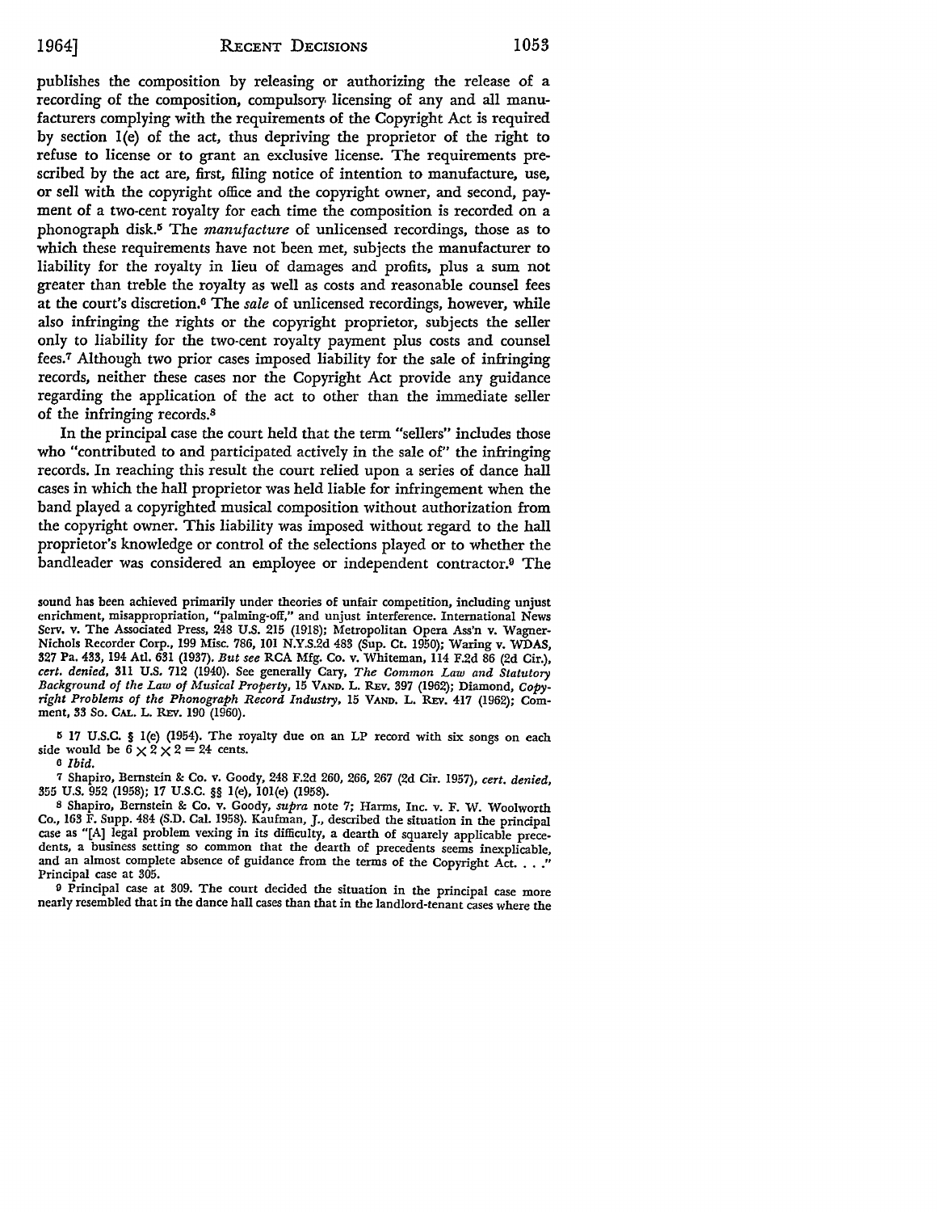publishes the composition by releasing or authorizing the release of a recording of the composition, compulsory licensing of any and all manufacturers complying with the requirements of the Copyright Act is required by section 1(e) of the act, thus depriving the proprietor of the right to refuse to license or to grant an exclusive license. The requirements prescribed by the act are, first, filing notice of intention to manufacture, use, or sell with the copyright office and the copyright owner, and second, payment of a two-cent royalty for each time the composition is recorded on a phonograph disk.[5] The *manufacture* of unlicensed recordings, those as to which these requirements have not been met, subjects the manufacturer to liability for the royalty in lieu of damages and profits, plus a sum not greater than treble the royalty as well as costs and reasonable counsel fees at the court's discretion.[6] The *sale* of unlicensed recordings, however, while also infringing the rights or the copyright proprietor, subjects the seller only to liability for the two-cent royalty payment plus costs and counsel fees.[7] Although two prior cases imposed liability for the sale of infringing records, neither these cases nor the Copyright Act provide any guidance regarding the application of the act to other than the immediate seller of the infringing records.[8]

In the principal case the court held that the term "sellers" includes those who "contributed to and participated actively in the sale of" the infringing records. In reaching this result the court relied upon a series of dance hall cases in which the hall proprietor was held liable for infringement when the band played a copyrighted musical composition without authorization from the copyright owner. This liability was imposed without regard to the hall proprietor's knowledge or control of the selections played or to whether the bandleader was considered an employee or independent contractor.[9] The

---

sound has been achieved primarily under theories of unfair competition, including unjust enrichment, misappropriation, "palming-off," and unjust interference. International News Serv. v. The Associated Press, 248 U.S. 215 (1918); Metropolitan Opera Ass'n v. Wagner-Nichols Recorder Corp., 199 Misc. 786, 101 N.Y.S.2d 483 (Sup. Ct. 1950); Waring v. WDAS, 327 Pa. 433, 194 Atl. 631 (1937). *But see* RCA Mfg. Co. v. Whiteman, 114 F.2d 86 (2d Cir.), *cert. denied*, 311 U.S. 712 (1940). See generally Cary, *The Common Law and Statutory Background of the Law of Musical Property*, 15 VAND. L. REV. 397 (1962); Diamond, *Copyright Problems of the Phonograph Record Industry*, 15 VAND. L. REV. 417 (1962); Comment, 33 So. CAL. L. REV. 190 (1960).

[5] 17 U.S.C. § 1(e) (1954). The royalty due on an LP record with six songs on each side would be $6 \times 2 \times 2 = 24$ cents.

[6] *Ibid.*

[7] Shapiro, Bernstein & Co. v. Goody, 248 F.2d 260, 266, 267 (2d Cir. 1957), *cert. denied*, 355 U.S. 952 (1958); 17 U.S.C. §§ 1(e), 101(e) (1958).

[8] Shapiro, Bernstein & Co. v. Goody, *supra* note 7; Harms, Inc. v. F. W. Woolworth Co., 163 F. Supp. 484 (S.D. Cal. 1958). Kaufman, J., described the situation in the principal case as "[A] legal problem vexing in its difficulty, a dearth of squarely applicable precedents, a business setting so common that the dearth of precedents seems inexplicable, and an almost complete absence of guidance from the terms of the Copyright Act. . . ." Principal case at 305.

[9] Principal case at 309. The court decided the situation in the principal case more nearly resembled that in the dance hall cases than that in the landlord-tenant cases where the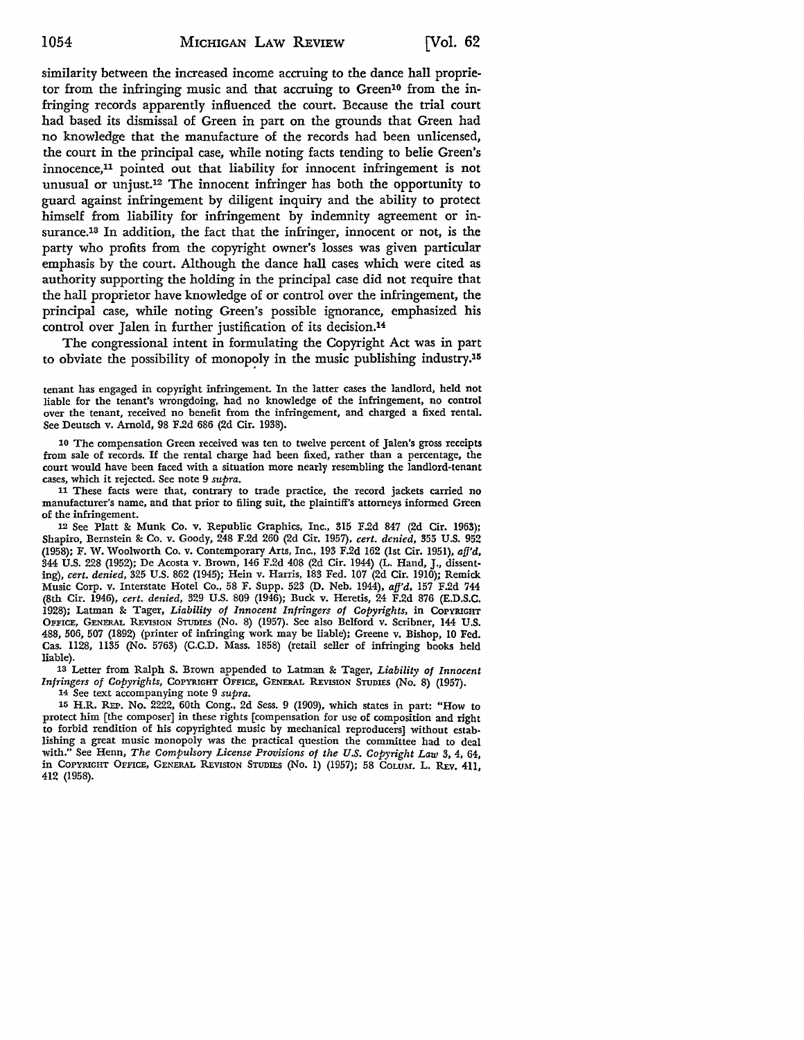similarity between the increased income accruing to the dance hall proprietor from the infringing music and that accruing to Green[10] from the infringing records apparently influenced the court. Because the trial court had based its dismissal of Green in part on the grounds that Green had no knowledge that the manufacture of the records had been unlicensed, the court in the principal case, while noting facts tending to belie Green's innocence,[11] pointed out that liability for innocent infringement is not unusual or unjust.[12] The innocent infringer has both the opportunity to guard against infringement by diligent inquiry and the ability to protect himself from liability for infringement by indemnity agreement or insurance.[13] In addition, the fact that the infringer, innocent or not, is the party who profits from the copyright owner's losses was given particular emphasis by the court. Although the dance hall cases which were cited as authority supporting the holding in the principal case did not require that the hall proprietor have knowledge of or control over the infringement, the principal case, while noting Green's possible ignorance, emphasized his control over Jalen in further justification of its decision.[14]

The congressional intent in formulating the Copyright Act was in part to obviate the possibility of monopoly in the music publishing industry.[15]

---

tenant has engaged in copyright infringement. In the latter cases the landlord, held not liable for the tenant's wrongdoing, had no knowledge of the infringement, no control over the tenant, received no benefit from the infringement, and charged a fixed rental. See Deutsch v. Arnold, 98 F.2d 686 (2d Cir. 1938).

[10] The compensation Green received was ten to twelve percent of Jalen's gross receipts from sale of records. If the rental charge had been fixed, rather than a percentage, the court would have been faced with a situation more nearly resembling the landlord-tenant cases, which it rejected. See note 9 *supra*.

[11] These facts were that, contrary to trade practice, the record jackets carried no manufacturer's name, and that prior to filing suit, the plaintiff's attorneys informed Green of the infringement.

[12] See Platt & Munk Co. v. Republic Graphics, Inc., 315 F.2d 847 (2d Cir. 1963); Shapiro, Bernstein & Co. v. Goody, 248 F.2d 260 (2d Cir. 1957), *cert. denied*, 355 U.S. 952 (1958); F. W. Woolworth Co. v. Contemporary Arts, Inc., 193 F.2d 162 (1st Cir. 1951), *aff'd*, 344 U.S. 228 (1952); De Acosta v. Brown, 146 F.2d 408 (2d Cir. 1944) (L. Hand, J., dissenting), *cert. denied*, 325 U.S. 862 (1945); Hein v. Harris, 183 Fed. 107 (2d Cir. 1910); Remick Music Corp. v. Interstate Hotel Co., 58 F. Supp. 523 (D. Neb. 1944), *aff'd*, 157 F.2d 744 (8th Cir. 1946), *cert. denied*, 329 U.S. 809 (1946); Buck v. Heretis, 24 F.2d 876 (E.D.S.C. 1928); Latman & Tager, *Liability of Innocent Infringers of Copyrights*, in COPYRIGHT OFFICE, GENERAL REVISION STUDIES (No. 8) (1957). See also Belford v. Scribner, 144 U.S. 488, 506, 507 (1892) (printer of infringing work may be liable); Greene v. Bishop, 10 Fed. Cas. 1128, 1135 (No. 5763) (C.C.D. Mass. 1858) (retail seller of infringing books held liable).

[13] Letter from Ralph S. Brown appended to Latman & Tager, *Liability of Innocent Infringers of Copyrights*, COPYRIGHT OFFICE, GENERAL REVISION STUDIES (No. 8) (1957).

[14] See text accompanying note 9 *supra*.

[15] H.R. REP. No. 2222, 60th Cong., 2d Sess. 9 (1909), which states in part: "How to protect him [the composer] in these rights [compensation for use of composition and right to forbid rendition of his copyrighted music by mechanical reproducers] without establishing a great music monopoly was the practical question the committee had to deal with." See Henn, *The Compulsory License Provisions of the U.S. Copyright Law* 3, 4, 64, in COPYRIGHT OFFICE, GENERAL REVISION STUDIES (No. 1) (1957); 58 COLUM. L. REV. 411, 412 (1958).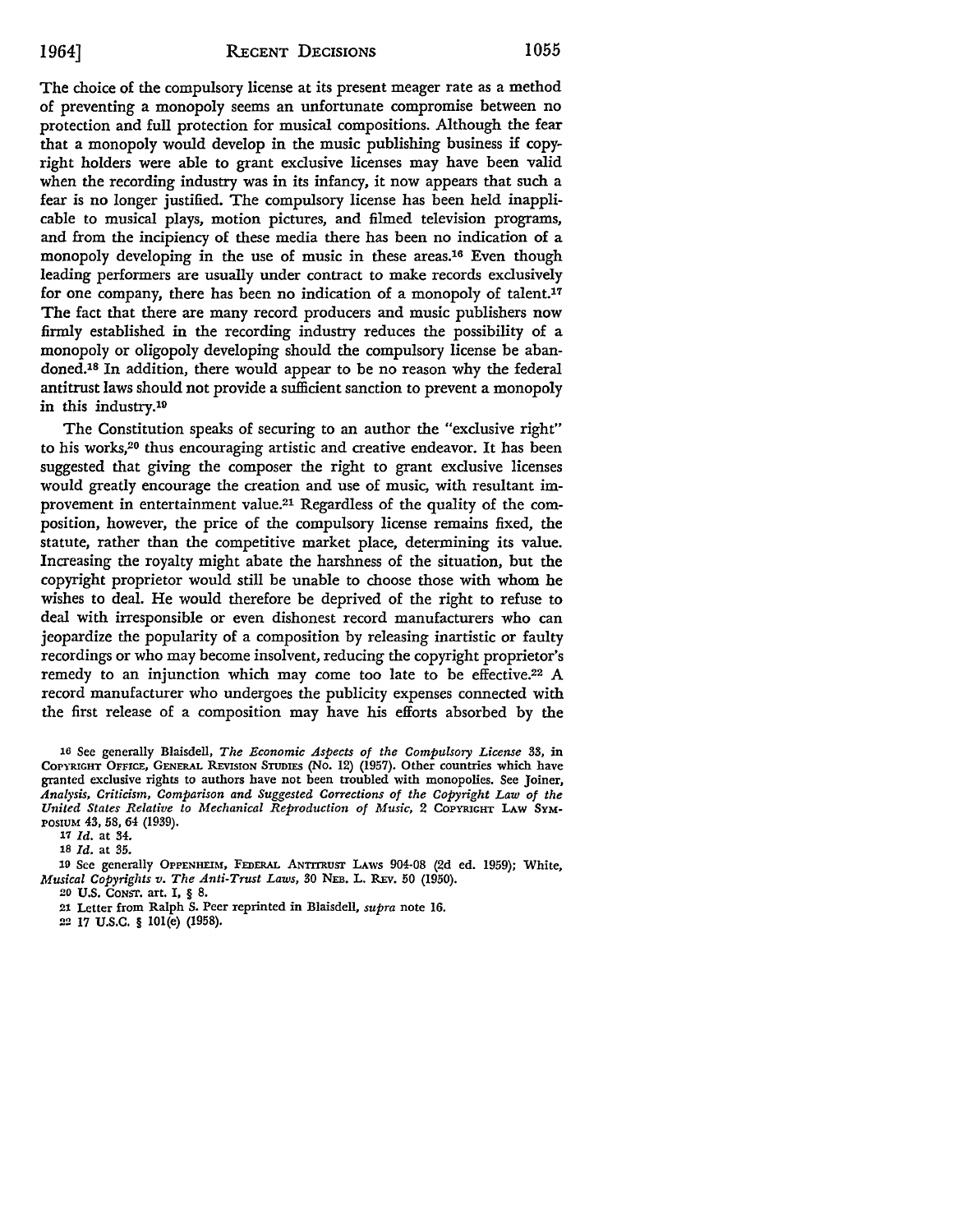The choice of the compulsory license at its present meager rate as a method of preventing a monopoly seems an unfortunate compromise between no protection and full protection for musical compositions. Although the fear that a monopoly would develop in the music publishing business if copyright holders were able to grant exclusive licenses may have been valid when the recording industry was in its infancy, it now appears that such a fear is no longer justified. The compulsory license has been held inapplicable to musical plays, motion pictures, and filmed television programs, and from the incipiency of these media there has been no indication of a monopoly developing in the use of music in these areas.[16] Even though leading performers are usually under contract to make records exclusively for one company, there has been no indication of a monopoly of talent.[17] The fact that there are many record producers and music publishers now firmly established in the recording industry reduces the possibility of a monopoly or oligopoly developing should the compulsory license be abandoned.[18] In addition, there would appear to be no reason why the federal antitrust laws should not provide a sufficient sanction to prevent a monopoly in this industry.[19]

The Constitution speaks of securing to an author the "exclusive right" to his works,[20] thus encouraging artistic and creative endeavor. It has been suggested that giving the composer the right to grant exclusive licenses would greatly encourage the creation and use of music, with resultant improvement in entertainment value.[21] Regardless of the quality of the composition, however, the price of the compulsory license remains fixed, the statute, rather than the competitive market place, determining its value. Increasing the royalty might abate the harshness of the situation, but the copyright proprietor would still be unable to choose those with whom he wishes to deal. He would therefore be deprived of the right to refuse to deal with irresponsible or even dishonest record manufacturers who can jeopardize the popularity of a composition by releasing inartistic or faulty recordings or who may become insolvent, reducing the copyright proprietor's remedy to an injunction which may come too late to be effective.[22] A record manufacturer who undergoes the publicity expenses connected with the first release of a composition may have his efforts absorbed by the

---

16 See generally Blaisdell, *The Economic Aspects of the Compulsory License* 33, in COPYRIGHT OFFICE, GENERAL REVISION STUDIES (No. 12) (1957). Other countries which have granted exclusive rights to authors have not been troubled with monopolies. See Joiner, *Analysis, Criticism, Comparison and Suggested Corrections of the Copyright Law of the United States Relative to Mechanical Reproduction of Music*, 2 COPYRIGHT LAW SYMPOSIUM 43, 58, 64 (1939).

17 *Id.* at 34.

18 *Id.* at 35.

19 See generally OPPENHEIM, FEDERAL ANTITRUST LAWS 904-08 (2d ed. 1959); White, *Musical Copyrights v. The Anti-Trust Laws*, 30 NEB. L. REV. 50 (1950).

20 U.S. CONST. art. I, § 8.

21 Letter from Ralph S. Peer reprinted in Blaisdell, *supra* note 16.

22 17 U.S.C. § 101(e) (1958).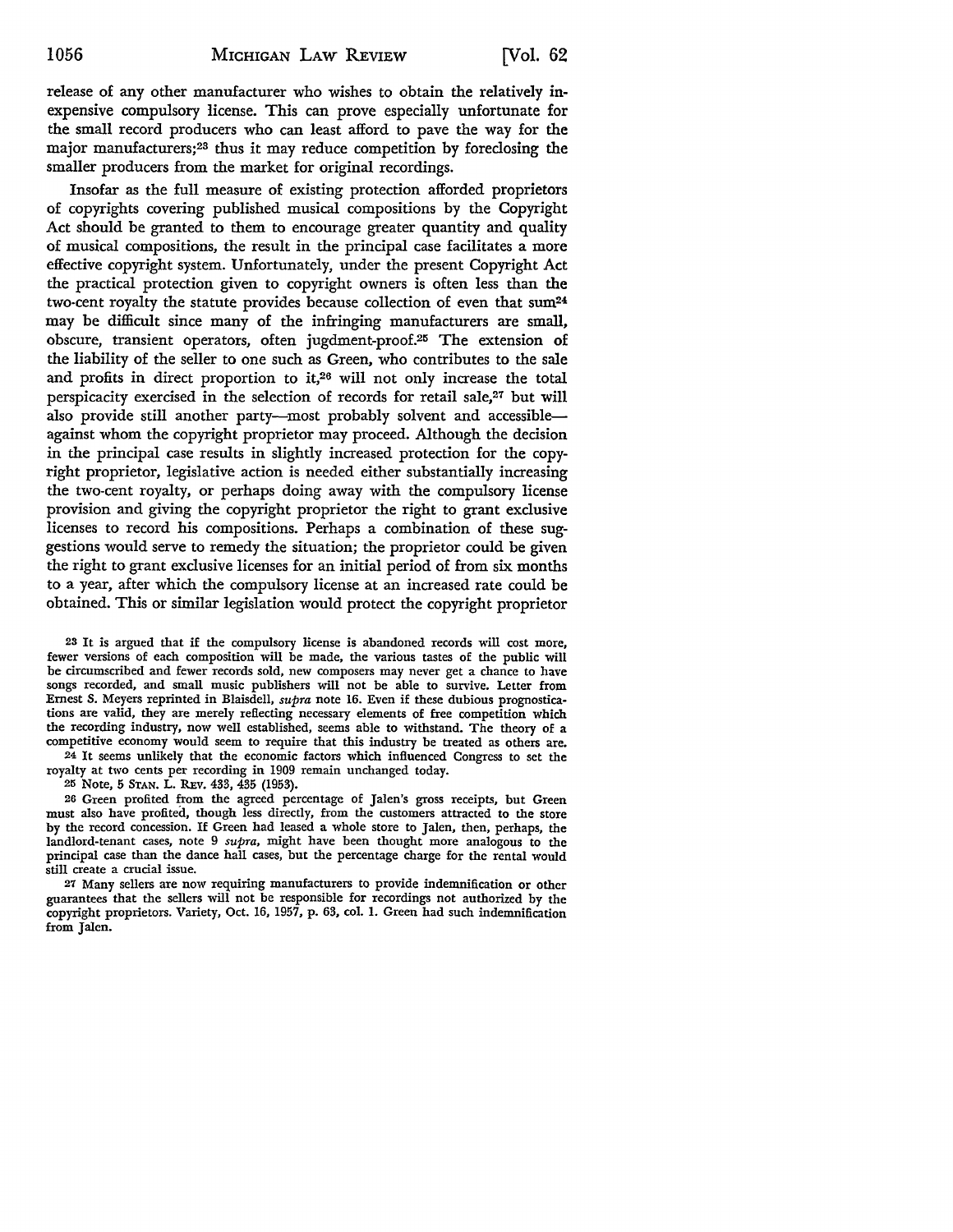release of any other manufacturer who wishes to obtain the relatively inexpensive compulsory license. This can prove especially unfortunate for the small record producers who can least afford to pave the way for the major manufacturers;[23] thus it may reduce competition by foreclosing the smaller producers from the market for original recordings.

Insofar as the full measure of existing protection afforded proprietors of copyrights covering published musical compositions by the Copyright Act should be granted to them to encourage greater quantity and quality of musical compositions, the result in the principal case facilitates a more effective copyright system. Unfortunately, under the present Copyright Act the practical protection given to copyright owners is often less than the two-cent royalty the statute provides because collection of even that sum[24] may be difficult since many of the infringing manufacturers are small, obscure, transient operators, often judgment-proof.[25] The extension of the liability of the seller to one such as Green, who contributes to the sale and profits in direct proportion to it,[26] will not only increase the total perspicacity exercised in the selection of records for retail sale,[27] but will also provide still another party—most probably solvent and accessible—against whom the copyright proprietor may proceed. Although the decision in the principal case results in slightly increased protection for the copyright proprietor, legislative action is needed either substantially increasing the two-cent royalty, or perhaps doing away with the compulsory license provision and giving the copyright proprietor the right to grant exclusive licenses to record his compositions. Perhaps a combination of these suggestions would serve to remedy the situation; the proprietor could be given the right to grant exclusive licenses for an initial period of from six months to a year, after which the compulsory license at an increased rate could be obtained. This or similar legislation would protect the copyright proprietor

[23] It is argued that if the compulsory license is abandoned records will cost more, fewer versions of each composition will be made, the various tastes of the public will be circumscribed and fewer records sold, new composers may never get a chance to have songs recorded, and small music publishers will not be able to survive. Letter from Ernest S. Meyers reprinted in Blaisdell, *supra* note 16. Even if these dubious prognostications are valid, they are merely reflecting necessary elements of free competition which the recording industry, now well established, seems able to withstand. The theory of a competitive economy would seem to require that this industry be treated as others are.

[24] It seems unlikely that the economic factors which influenced Congress to set the royalty at two cents per recording in 1909 remain unchanged today.

[25] Note, 5 STAN. L. REV. 433, 435 (1953).

[26] Green profited from the agreed percentage of Jalen's gross receipts, but Green must also have profited, though less directly, from the customers attracted to the store by the record concession. If Green had leased a whole store to Jalen, then, perhaps, the landlord-tenant cases, note 9 *supra*, might have been thought more analogous to the principal case than the dance hall cases, but the percentage charge for the rental would still create a crucial issue.

[27] Many sellers are now requiring manufacturers to provide indemnification or other guarantees that the sellers will not be responsible for recordings not authorized by the copyright proprietors. Variety, Oct. 16, 1957, p. 63, col. 1. Green had such indemnification from Jalen.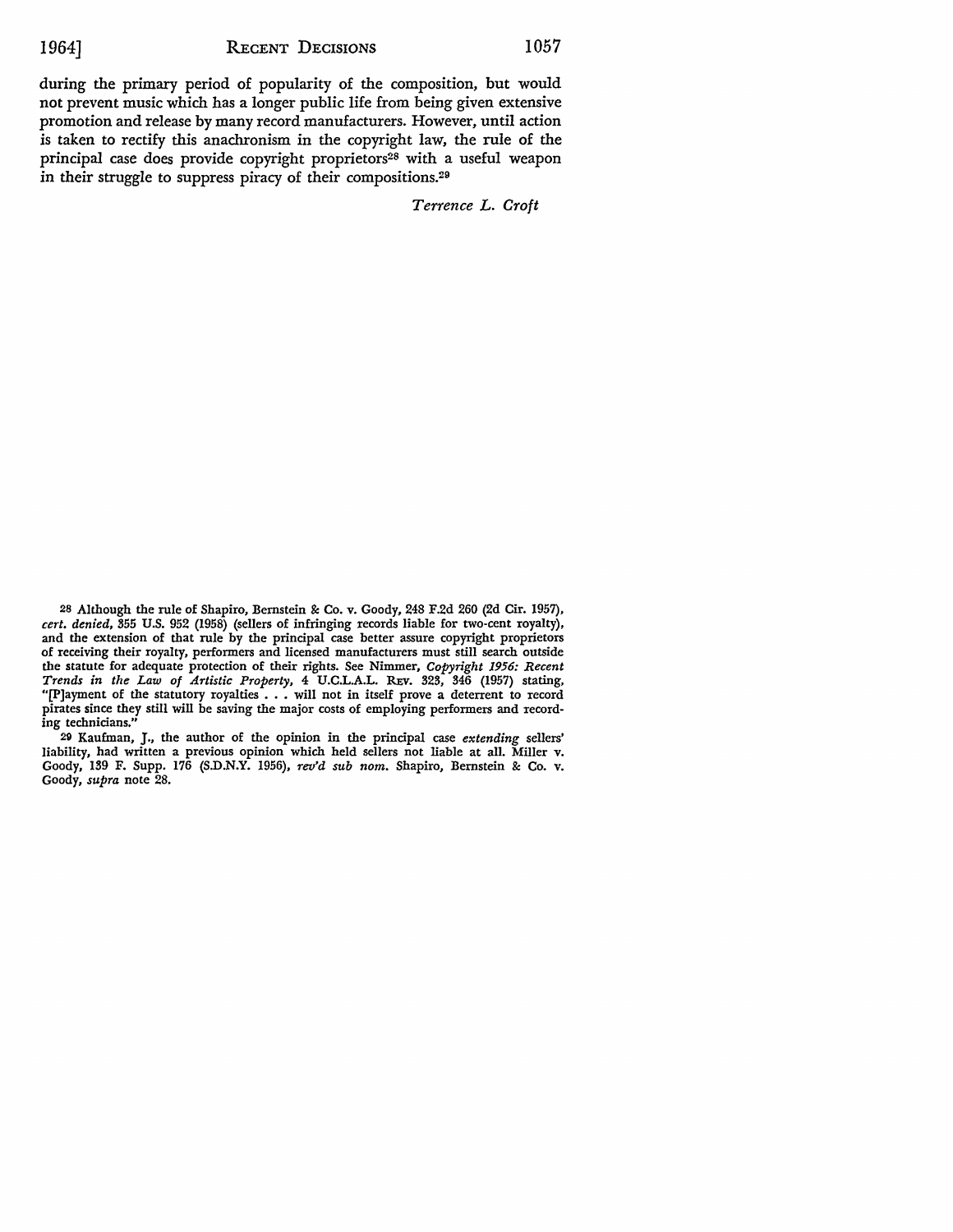during the primary period of popularity of the composition, but would not prevent music which has a longer public life from being given extensive promotion and release by many record manufacturers. However, until action is taken to rectify this anachronism in the copyright law, the rule of the principal case does provide copyright proprietors[28] with a useful weapon in their struggle to suppress piracy of their compositions.[29]

*Terrence L. Croft*

---

[28] Although the rule of Shapiro, Bernstein & Co. v. Goody, 248 F.2d 260 (2d Cir. 1957), *cert. denied*, 355 U.S. 952 (1958) (sellers of infringing records liable for two-cent royalty), and the extension of that rule by the principal case better assure copyright proprietors of receiving their royalty, performers and licensed manufacturers must still search outside the statute for adequate protection of their rights. See Nimmer, *Copyright 1956: Recent Trends in the Law of Artistic Property*, 4 U.C.L.A.L. Rev. 323, 346 (1957) stating, "[P]ayment of the statutory royalties . . . will not in itself prove a deterrent to record pirates since they still will be saving the major costs of employing performers and recording technicians."

[29] Kaufman, J., the author of the opinion in the principal case *extending* sellers' liability, had written a previous opinion which held sellers not liable at all. Miller v. Goody, 139 F. Supp. 176 (S.D.N.Y. 1956), *rev'd sub nom.* Shapiro, Bernstein & Co. v. Goody, *supra* note 28.